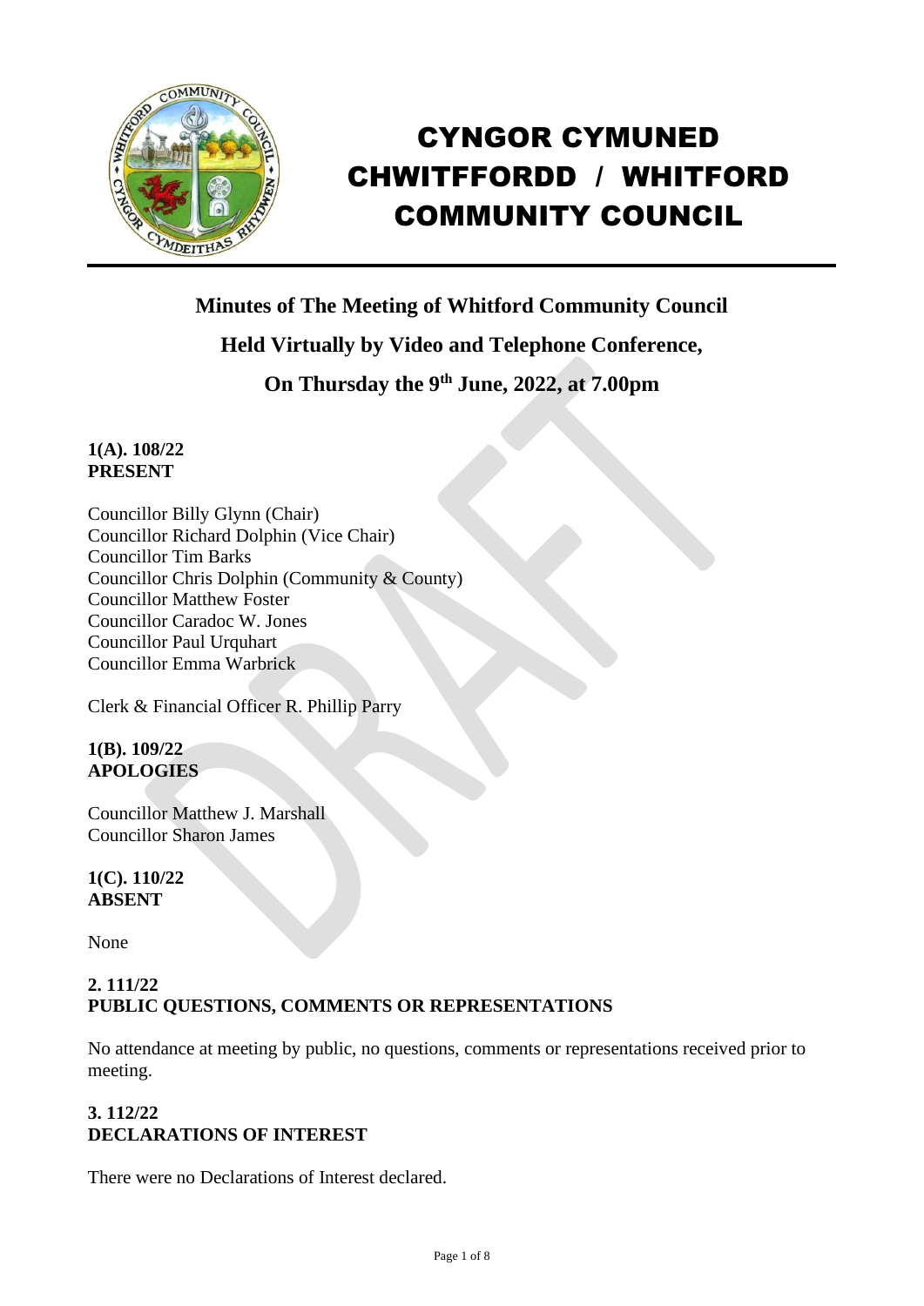# CYNGOR CYMUNED CHWITFFORDD / WHITFORD COMMUNITY COUNCIL

**Minutes of The Meeting of Whitford Community Council**

**Held Virtually by Video and Telephone Conference,**

**On Thursday the 9th June, 2022, at 7.00pm**

**1(A). 108/22**
**PRESENT**

Councillor Billy Glynn (Chair)
Councillor Richard Dolphin (Vice Chair)
Councillor Tim Barks
Councillor Chris Dolphin (Community & County)
Councillor Matthew Foster
Councillor Caradoc W. Jones
Councillor Paul Urquhart
Councillor Emma Warbrick

Clerk & Financial Officer R. Phillip Parry

**1(B). 109/22**
**APOLOGIES**

Councillor Matthew J. Marshall
Councillor Sharon James

**1(C). 110/22**
**ABSENT**

None

**2. 111/22**
**PUBLIC QUESTIONS, COMMENTS OR REPRESENTATIONS**

No attendance at meeting by public, no questions, comments or representations received prior to meeting.

**3. 112/22**
**DECLARATIONS OF INTEREST**

There were no Declarations of Interest declared.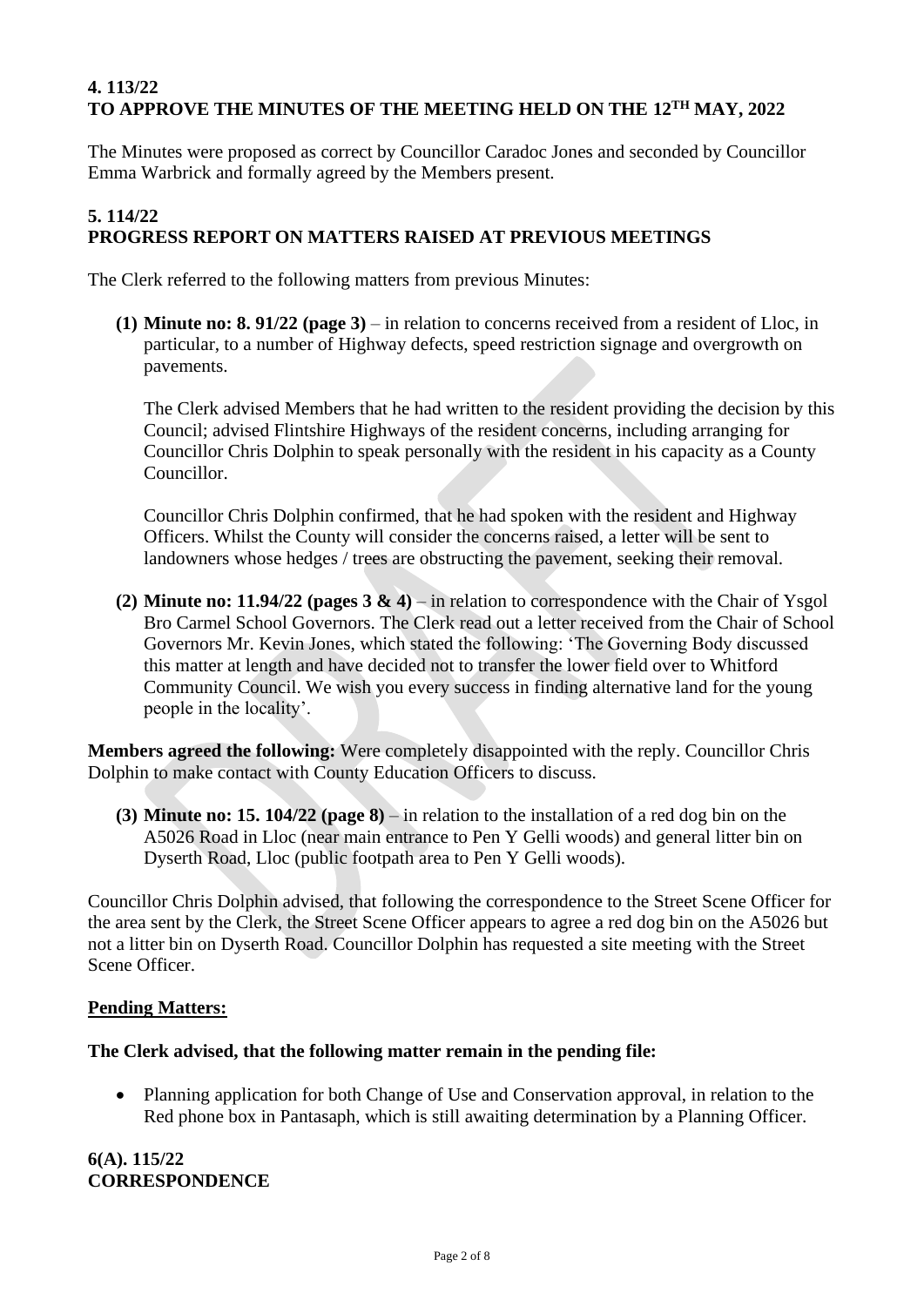### 4. 113/22
### TO APPROVE THE MINUTES OF THE MEETING HELD ON THE 12TH MAY, 2022

The Minutes were proposed as correct by Councillor Caradoc Jones and seconded by Councillor Emma Warbrick and formally agreed by the Members present.

### 5. 114/22
### PROGRESS REPORT ON MATTERS RAISED AT PREVIOUS MEETINGS

The Clerk referred to the following matters from previous Minutes:

**(1) Minute no: 8. 91/22 (page 3)** – in relation to concerns received from a resident of Lloc, in particular, to a number of Highway defects, speed restriction signage and overgrowth on pavements.

The Clerk advised Members that he had written to the resident providing the decision by this Council; advised Flintshire Highways of the resident concerns, including arranging for Councillor Chris Dolphin to speak personally with the resident in his capacity as a County Councillor.

Councillor Chris Dolphin confirmed, that he had spoken with the resident and Highway Officers. Whilst the County will consider the concerns raised, a letter will be sent to landowners whose hedges / trees are obstructing the pavement, seeking their removal.

**(2) Minute no: 11.94/22 (pages 3 & 4)** – in relation to correspondence with the Chair of Ysgol Bro Carmel School Governors. The Clerk read out a letter received from the Chair of School Governors Mr. Kevin Jones, which stated the following: 'The Governing Body discussed this matter at length and have decided not to transfer the lower field over to Whitford Community Council. We wish you every success in finding alternative land for the young people in the locality'.

**Members agreed the following:** Were completely disappointed with the reply. Councillor Chris Dolphin to make contact with County Education Officers to discuss.

**(3) Minute no: 15. 104/22 (page 8)** – in relation to the installation of a red dog bin on the A5026 Road in Lloc (near main entrance to Pen Y Gelli woods) and general litter bin on Dyserth Road, Lloc (public footpath area to Pen Y Gelli woods).

Councillor Chris Dolphin advised, that following the correspondence to the Street Scene Officer for the area sent by the Clerk, the Street Scene Officer appears to agree a red dog bin on the A5026 but not a litter bin on Dyserth Road. Councillor Dolphin has requested a site meeting with the Street Scene Officer.

**Pending Matters:**

**The Clerk advised, that the following matter remain in the pending file:**

- Planning application for both Change of Use and Conservation approval, in relation to the Red phone box in Pantasaph, which is still awaiting determination by a Planning Officer.

### 6(A). 115/22
### CORRESPONDENCE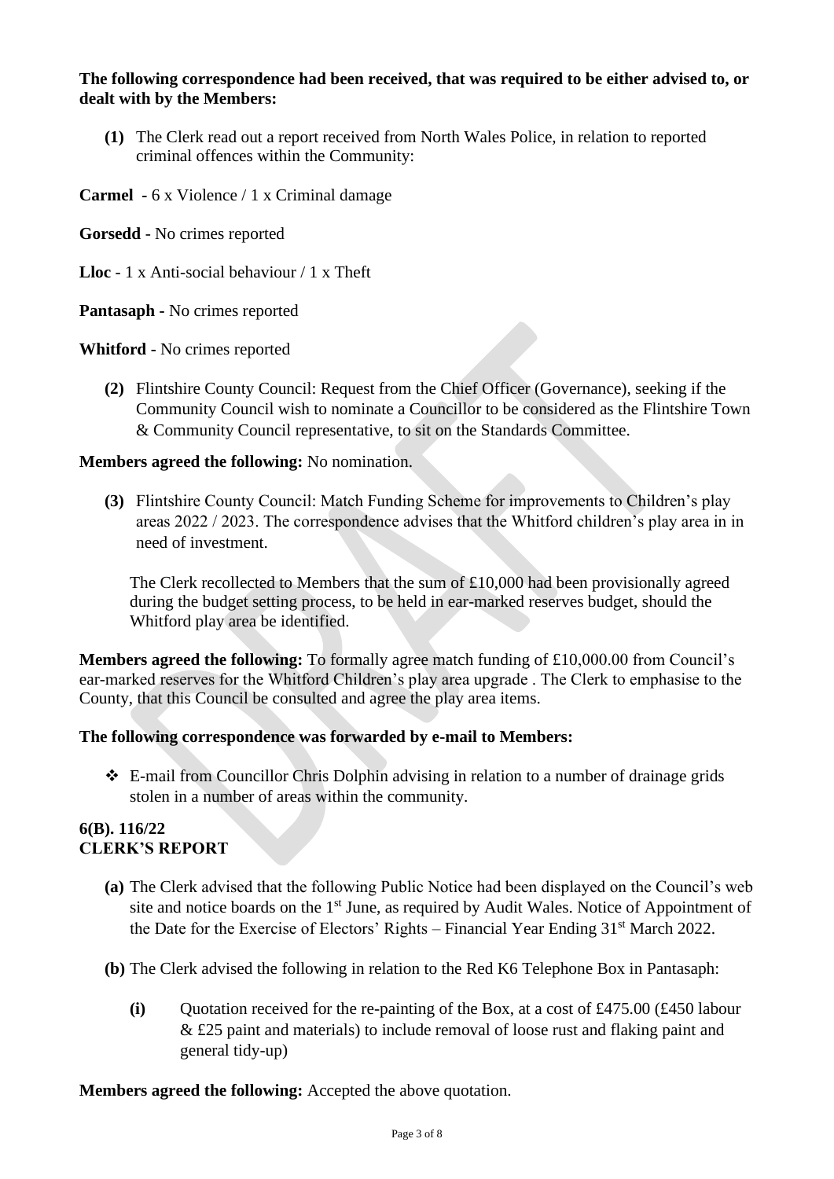**The following correspondence had been received, that was required to be either advised to, or dealt with by the Members:**

**(1)** The Clerk read out a report received from North Wales Police, in relation to reported criminal offences within the Community:

**Carmel** - 6 x Violence / 1 x Criminal damage

**Gorsedd** - No crimes reported

**Lloc** - 1 x Anti-social behaviour / 1 x Theft

**Pantasaph** - No crimes reported

**Whitford** - No crimes reported

**(2)** Flintshire County Council: Request from the Chief Officer (Governance), seeking if the Community Council wish to nominate a Councillor to be considered as the Flintshire Town & Community Council representative, to sit on the Standards Committee.

**Members agreed the following:** No nomination.

**(3)** Flintshire County Council: Match Funding Scheme for improvements to Children's play areas 2022 / 2023. The correspondence advises that the Whitford children's play area in in need of investment.

The Clerk recollected to Members that the sum of £10,000 had been provisionally agreed during the budget setting process, to be held in ear-marked reserves budget, should the Whitford play area be identified.

**Members agreed the following:** To formally agree match funding of £10,000.00 from Council's ear-marked reserves for the Whitford Children's play area upgrade . The Clerk to emphasise to the County, that this Council be consulted and agree the play area items.

**The following correspondence was forwarded by e-mail to Members:**

- E-mail from Councillor Chris Dolphin advising in relation to a number of drainage grids stolen in a number of areas within the community.

**6(B). 116/22**
**CLERK'S REPORT**

**(a)** The Clerk advised that the following Public Notice had been displayed on the Council's web site and notice boards on the 1st June, as required by Audit Wales. Notice of Appointment of the Date for the Exercise of Electors' Rights – Financial Year Ending 31st March 2022.

**(b)** The Clerk advised the following in relation to the Red K6 Telephone Box in Pantasaph:

**(i)** Quotation received for the re-painting of the Box, at a cost of £475.00 (£450 labour & £25 paint and materials) to include removal of loose rust and flaking paint and general tidy-up)

**Members agreed the following:** Accepted the above quotation.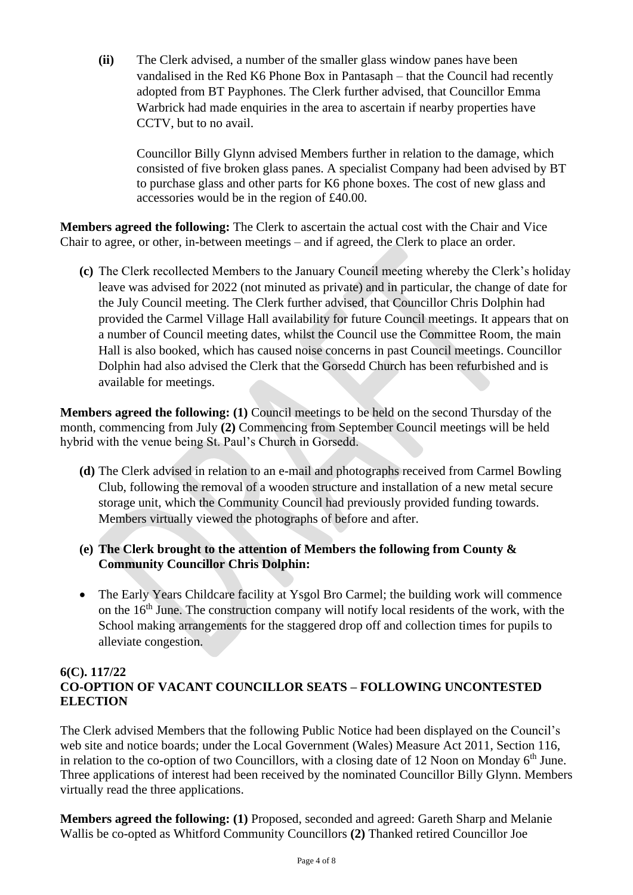**(ii)** The Clerk advised, a number of the smaller glass window panes have been vandalised in the Red K6 Phone Box in Pantasaph – that the Council had recently adopted from BT Payphones. The Clerk further advised, that Councillor Emma Warbrick had made enquiries in the area to ascertain if nearby properties have CCTV, but to no avail.

Councillor Billy Glynn advised Members further in relation to the damage, which consisted of five broken glass panes. A specialist Company had been advised by BT to purchase glass and other parts for K6 phone boxes. The cost of new glass and accessories would be in the region of £40.00.

**Members agreed the following:** The Clerk to ascertain the actual cost with the Chair and Vice Chair to agree, or other, in-between meetings – and if agreed, the Clerk to place an order.

**(c)** The Clerk recollected Members to the January Council meeting whereby the Clerk's holiday leave was advised for 2022 (not minuted as private) and in particular, the change of date for the July Council meeting. The Clerk further advised, that Councillor Chris Dolphin had provided the Carmel Village Hall availability for future Council meetings. It appears that on a number of Council meeting dates, whilst the Council use the Committee Room, the main Hall is also booked, which has caused noise concerns in past Council meetings. Councillor Dolphin had also advised the Clerk that the Gorsedd Church has been refurbished and is available for meetings.

**Members agreed the following: (1)** Council meetings to be held on the second Thursday of the month, commencing from July **(2)** Commencing from September Council meetings will be held hybrid with the venue being St. Paul's Church in Gorsedd.

**(d)** The Clerk advised in relation to an e-mail and photographs received from Carmel Bowling Club, following the removal of a wooden structure and installation of a new metal secure storage unit, which the Community Council had previously provided funding towards. Members virtually viewed the photographs of before and after.

**(e) The Clerk brought to the attention of Members the following from County & Community Councillor Chris Dolphin:**

- The Early Years Childcare facility at Ysgol Bro Carmel; the building work will commence on the 16th June. The construction company will notify local residents of the work, with the School making arrangements for the staggered drop off and collection times for pupils to alleviate congestion.

**6(C). 117/22**
**CO-OPTION OF VACANT COUNCILLOR SEATS – FOLLOWING UNCONTESTED ELECTION**

The Clerk advised Members that the following Public Notice had been displayed on the Council's web site and notice boards; under the Local Government (Wales) Measure Act 2011, Section 116, in relation to the co-option of two Councillors, with a closing date of 12 Noon on Monday 6th June. Three applications of interest had been received by the nominated Councillor Billy Glynn. Members virtually read the three applications.

**Members agreed the following: (1)** Proposed, seconded and agreed: Gareth Sharp and Melanie Wallis be co-opted as Whitford Community Councillors **(2)** Thanked retired Councillor Joe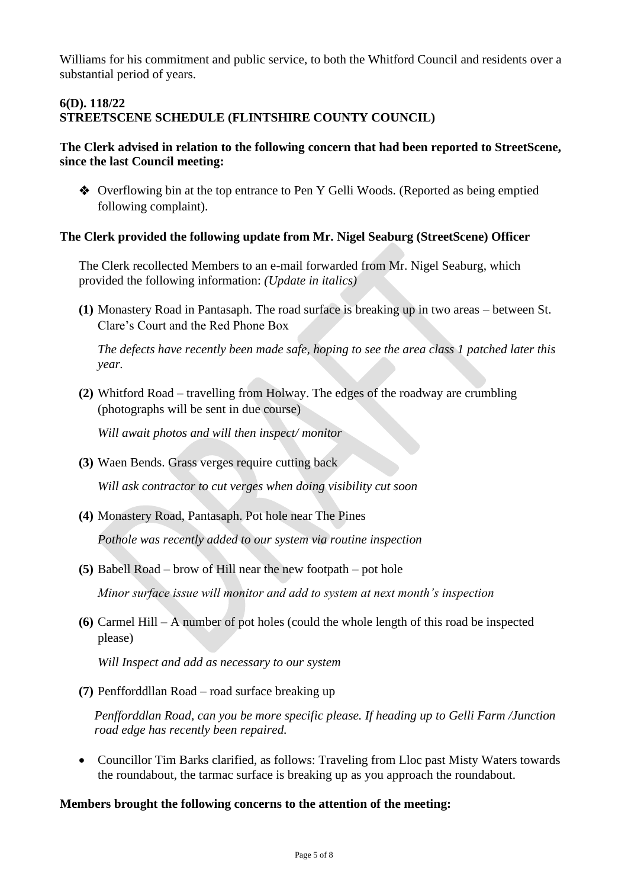Williams for his commitment and public service, to both the Whitford Council and residents over a substantial period of years.

**6(D). 118/22**
**STREETSCENE SCHEDULE (FLINTSHIRE COUNTY COUNCIL)**

**The Clerk advised in relation to the following concern that had been reported to StreetScene, since the last Council meeting:**

- Overflowing bin at the top entrance to Pen Y Gelli Woods. (Reported as being emptied following complaint).

**The Clerk provided the following update from Mr. Nigel Seaburg (StreetScene) Officer**

The Clerk recollected Members to an e-mail forwarded from Mr. Nigel Seaburg, which provided the following information: *(Update in italics)*

**(1)** Monastery Road in Pantasaph. The road surface is breaking up in two areas – between St. Clare's Court and the Red Phone Box

*The defects have recently been made safe, hoping to see the area class 1 patched later this year.*

**(2)** Whitford Road – travelling from Holway. The edges of the roadway are crumbling (photographs will be sent in due course)

*Will await photos and will then inspect/ monitor*

**(3)** Waen Bends. Grass verges require cutting back

*Will ask contractor to cut verges when doing visibility cut soon*

**(4)** Monastery Road, Pantasaph. Pot hole near The Pines

*Pothole was recently added to our system via routine inspection*

**(5)** Babell Road – brow of Hill near the new footpath – pot hole

*Minor surface issue will monitor and add to system at next month's inspection*

**(6)** Carmel Hill – A number of pot holes (could the whole length of this road be inspected please)

*Will Inspect and add as necessary to our system*

**(7)** Penfforddllan Road – road surface breaking up

*Penfforddlan Road, can you be more specific please. If heading up to Gelli Farm /Junction road edge has recently been repaired.*

- Councillor Tim Barks clarified, as follows: Traveling from Lloc past Misty Waters towards the roundabout, the tarmac surface is breaking up as you approach the roundabout.

**Members brought the following concerns to the attention of the meeting:**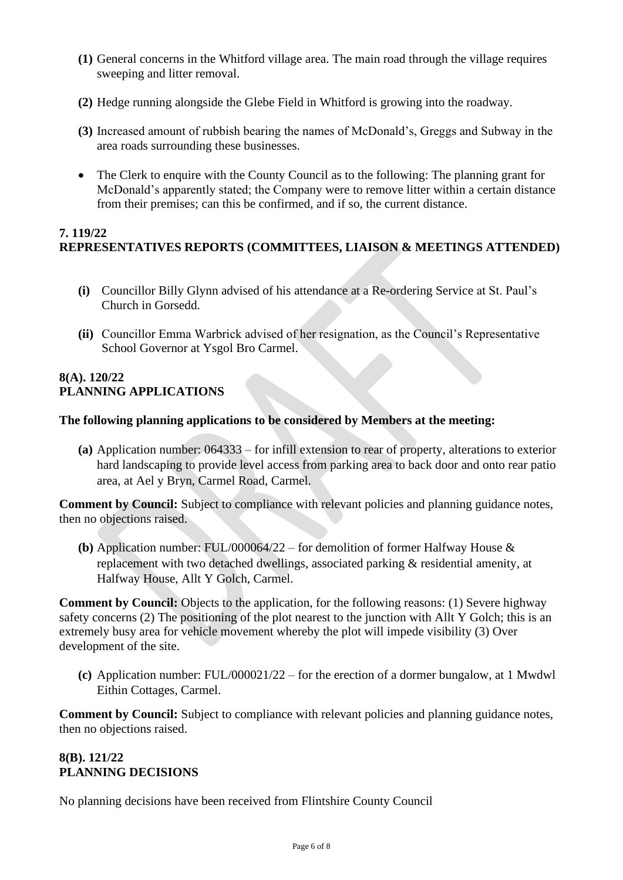**(1)** General concerns in the Whitford village area. The main road through the village requires sweeping and litter removal.

**(2)** Hedge running alongside the Glebe Field in Whitford is growing into the roadway.

**(3)** Increased amount of rubbish bearing the names of McDonald's, Greggs and Subway in the area roads surrounding these businesses.

- The Clerk to enquire with the County Council as to the following: The planning grant for McDonald's apparently stated; the Company were to remove litter within a certain distance from their premises; can this be confirmed, and if so, the current distance.

**7. 119/22**
**REPRESENTATIVES REPORTS (COMMITTEES, LIAISON & MEETINGS ATTENDED)**

**(i)** Councillor Billy Glynn advised of his attendance at a Re-ordering Service at St. Paul's Church in Gorsedd.

**(ii)** Councillor Emma Warbrick advised of her resignation, as the Council's Representative School Governor at Ysgol Bro Carmel.

**8(A). 120/22**
**PLANNING APPLICATIONS**

**The following planning applications to be considered by Members at the meeting:**

**(a)** Application number: 064333 – for infill extension to rear of property, alterations to exterior hard landscaping to provide level access from parking area to back door and onto rear patio area, at Ael y Bryn, Carmel Road, Carmel.

**Comment by Council:** Subject to compliance with relevant policies and planning guidance notes, then no objections raised.

**(b)** Application number: FUL/000064/22 – for demolition of former Halfway House & replacement with two detached dwellings, associated parking & residential amenity, at Halfway House, Allt Y Golch, Carmel.

**Comment by Council:** Objects to the application, for the following reasons: (1) Severe highway safety concerns (2) The positioning of the plot nearest to the junction with Allt Y Golch; this is an extremely busy area for vehicle movement whereby the plot will impede visibility (3) Over development of the site.

**(c)** Application number: FUL/000021/22 – for the erection of a dormer bungalow, at 1 Mwdwl Eithin Cottages, Carmel.

**Comment by Council:** Subject to compliance with relevant policies and planning guidance notes, then no objections raised.

**8(B). 121/22**
**PLANNING DECISIONS**

No planning decisions have been received from Flintshire County Council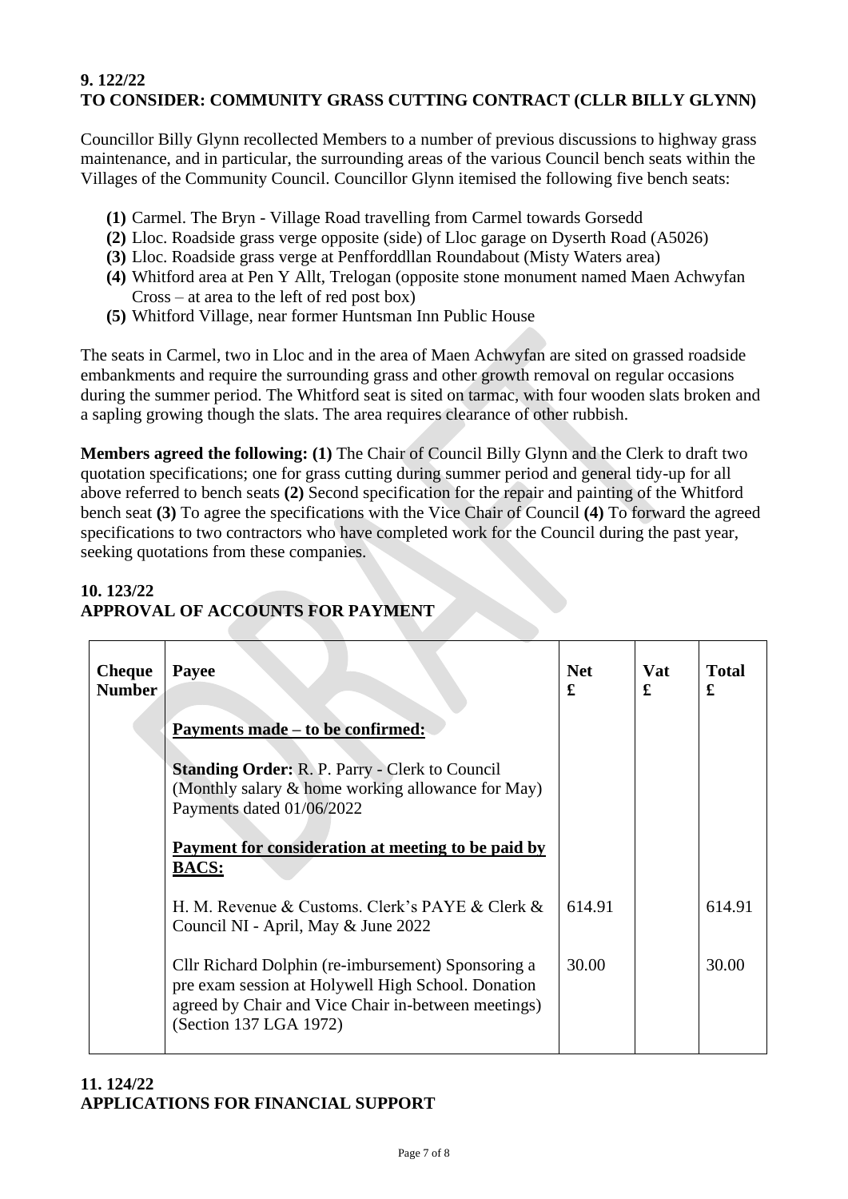## 9. 122/22
## TO CONSIDER: COMMUNITY GRASS CUTTING CONTRACT (CLLR BILLY GLYNN)

Councillor Billy Glynn recollected Members to a number of previous discussions to highway grass maintenance, and in particular, the surrounding areas of the various Council bench seats within the Villages of the Community Council. Councillor Glynn itemised the following five bench seats:

- **(1)** Carmel. The Bryn - Village Road travelling from Carmel towards Gorsedd
- **(2)** Lloc. Roadside grass verge opposite (side) of Lloc garage on Dyserth Road (A5026)
- **(3)** Lloc. Roadside grass verge at Penfforddllan Roundabout (Misty Waters area)
- **(4)** Whitford area at Pen Y Allt, Trelogan (opposite stone monument named Maen Achwyfan Cross – at area to the left of red post box)
- **(5)** Whitford Village, near former Huntsman Inn Public House

The seats in Carmel, two in Lloc and in the area of Maen Achwyfan are sited on grassed roadside embankments and require the surrounding grass and other growth removal on regular occasions during the summer period. The Whitford seat is sited on tarmac, with four wooden slats broken and a sapling growing though the slats. The area requires clearance of other rubbish.

**Members agreed the following: (1)** The Chair of Council Billy Glynn and the Clerk to draft two quotation specifications; one for grass cutting during summer period and general tidy-up for all above referred to bench seats **(2)** Second specification for the repair and painting of the Whitford bench seat **(3)** To agree the specifications with the Vice Chair of Council **(4)** To forward the agreed specifications to two contractors who have completed work for the Council during the past year, seeking quotations from these companies.

## 10. 123/22
## APPROVAL OF ACCOUNTS FOR PAYMENT

| Cheque Number | Payee | Net £ | Vat £ | Total £ |
|---|---|---|---|---|
| | **Payments made – to be confirmed:** | | | |
| | **Standing Order:** R. P. Parry - Clerk to Council (Monthly salary & home working allowance for May) Payments dated 01/06/2022 | | | |
| | **Payment for consideration at meeting to be paid by BACS:** | | | |
| | H. M. Revenue & Customs. Clerk's PAYE & Clerk & Council NI - April, May & June 2022 | 614.91 | | 614.91 |
| | Cllr Richard Dolphin (re-imbursement) Sponsoring a pre exam session at Holywell High School. Donation agreed by Chair and Vice Chair in-between meetings) (Section 137 LGA 1972) | 30.00 | | 30.00 |

## 11. 124/22
## APPLICATIONS FOR FINANCIAL SUPPORT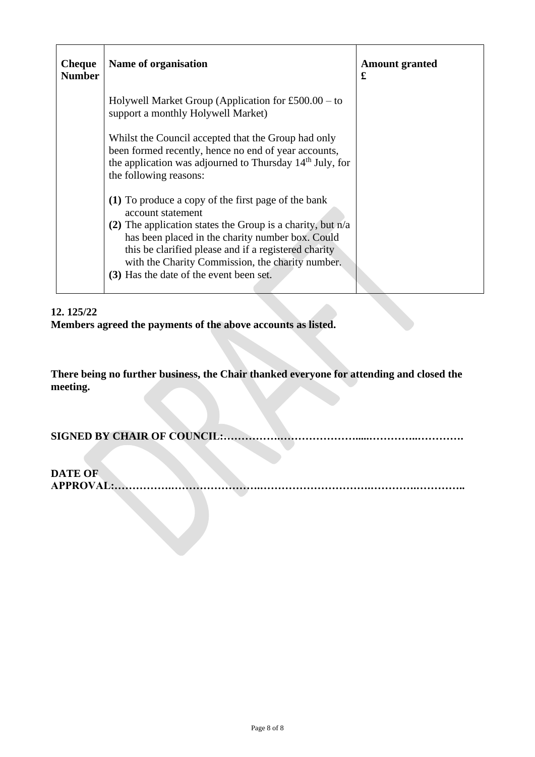| Cheque Number | Name of organisation | Amount granted £ |
|---|---|---|
| | Holywell Market Group (Application for £500.00 – to support a monthly Holywell Market)<br><br>Whilst the Council accepted that the Group had only been formed recently, hence no end of year accounts, the application was adjourned to Thursday 14th July, for the following reasons:<br><br>**(1)** To produce a copy of the first page of the bank account statement<br>**(2)** The application states the Group is a charity, but n/a has been placed in the charity number box. Could this be clarified please and if a registered charity with the Charity Commission, the charity number.<br>**(3)** Has the date of the event been set. | |

**12. 125/22**
**Members agreed the payments of the above accounts as listed.**

**There being no further business, the Chair thanked everyone for attending and closed the meeting.**

**SIGNED BY CHAIR OF COUNCIL:……………………………………......…………..………….**

**DATE OF APPROVAL:…………….…………………….…………………………..………….…………..**